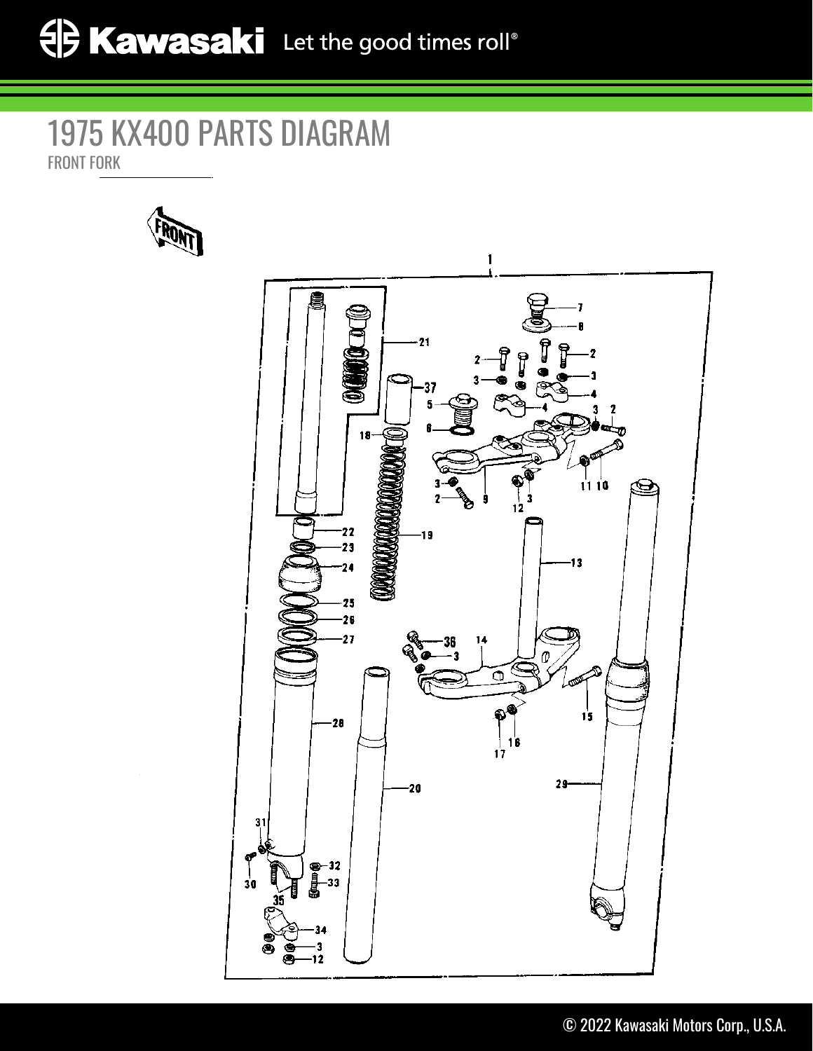# 1975 KX400 PARTS DIAGRAM

FRONT FORK

FRONT

1

7
8
2
2
3
3
4
4
21
37
5
6
3
2
18
11
10
3
2
9
12
3
22
19
23
13
24
25
26
27
36
14
3
15
28
16
17
20
29
31
32
30
33
35
34
3
12

© 2022 Kawasaki Motors Corp., U.S.A.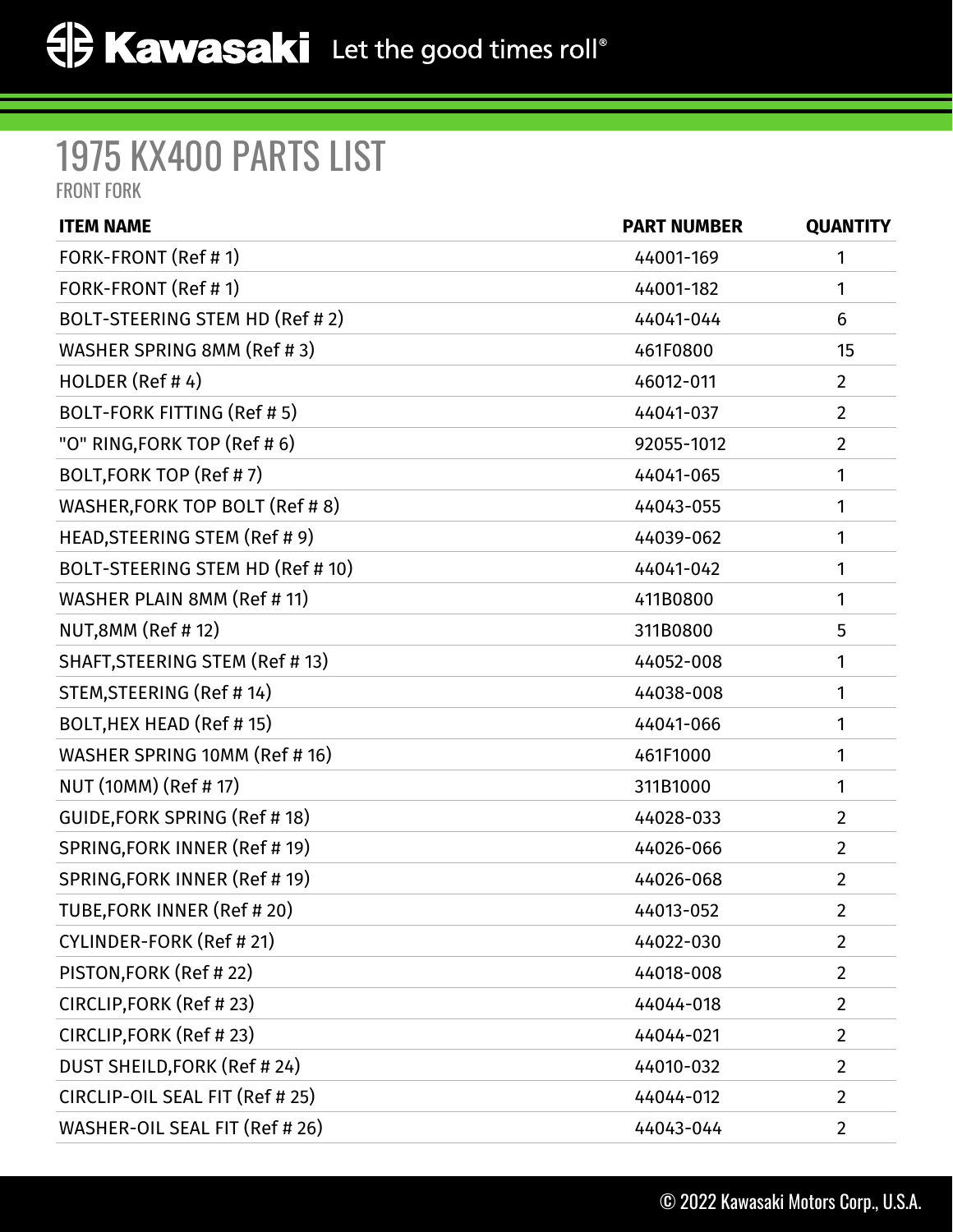# 1975 KX400 PARTS LIST

FRONT FORK

| ITEM NAME | PART NUMBER | QUANTITY |
|---|---|---|
| FORK-FRONT (Ref # 1) | 44001-169 | 1 |
| FORK-FRONT (Ref # 1) | 44001-182 | 1 |
| BOLT-STEERING STEM HD (Ref # 2) | 44041-044 | 6 |
| WASHER SPRING 8MM (Ref # 3) | 461F0800 | 15 |
| HOLDER (Ref # 4) | 46012-011 | 2 |
| BOLT-FORK FITTING (Ref # 5) | 44041-037 | 2 |
| "O" RING,FORK TOP (Ref # 6) | 92055-1012 | 2 |
| BOLT,FORK TOP (Ref # 7) | 44041-065 | 1 |
| WASHER,FORK TOP BOLT (Ref # 8) | 44043-055 | 1 |
| HEAD,STEERING STEM (Ref # 9) | 44039-062 | 1 |
| BOLT-STEERING STEM HD (Ref # 10) | 44041-042 | 1 |
| WASHER PLAIN 8MM (Ref # 11) | 411B0800 | 1 |
| NUT,8MM (Ref # 12) | 311B0800 | 5 |
| SHAFT,STEERING STEM (Ref # 13) | 44052-008 | 1 |
| STEM,STEERING (Ref # 14) | 44038-008 | 1 |
| BOLT,HEX HEAD (Ref # 15) | 44041-066 | 1 |
| WASHER SPRING 10MM (Ref # 16) | 461F1000 | 1 |
| NUT (10MM) (Ref # 17) | 311B1000 | 1 |
| GUIDE,FORK SPRING (Ref # 18) | 44028-033 | 2 |
| SPRING,FORK INNER (Ref # 19) | 44026-066 | 2 |
| SPRING,FORK INNER (Ref # 19) | 44026-068 | 2 |
| TUBE,FORK INNER (Ref # 20) | 44013-052 | 2 |
| CYLINDER-FORK (Ref # 21) | 44022-030 | 2 |
| PISTON,FORK (Ref # 22) | 44018-008 | 2 |
| CIRCLIP,FORK (Ref # 23) | 44044-018 | 2 |
| CIRCLIP,FORK (Ref # 23) | 44044-021 | 2 |
| DUST SHEILD,FORK (Ref # 24) | 44010-032 | 2 |
| CIRCLIP-OIL SEAL FIT (Ref # 25) | 44044-012 | 2 |
| WASHER-OIL SEAL FIT (Ref # 26) | 44043-044 | 2 |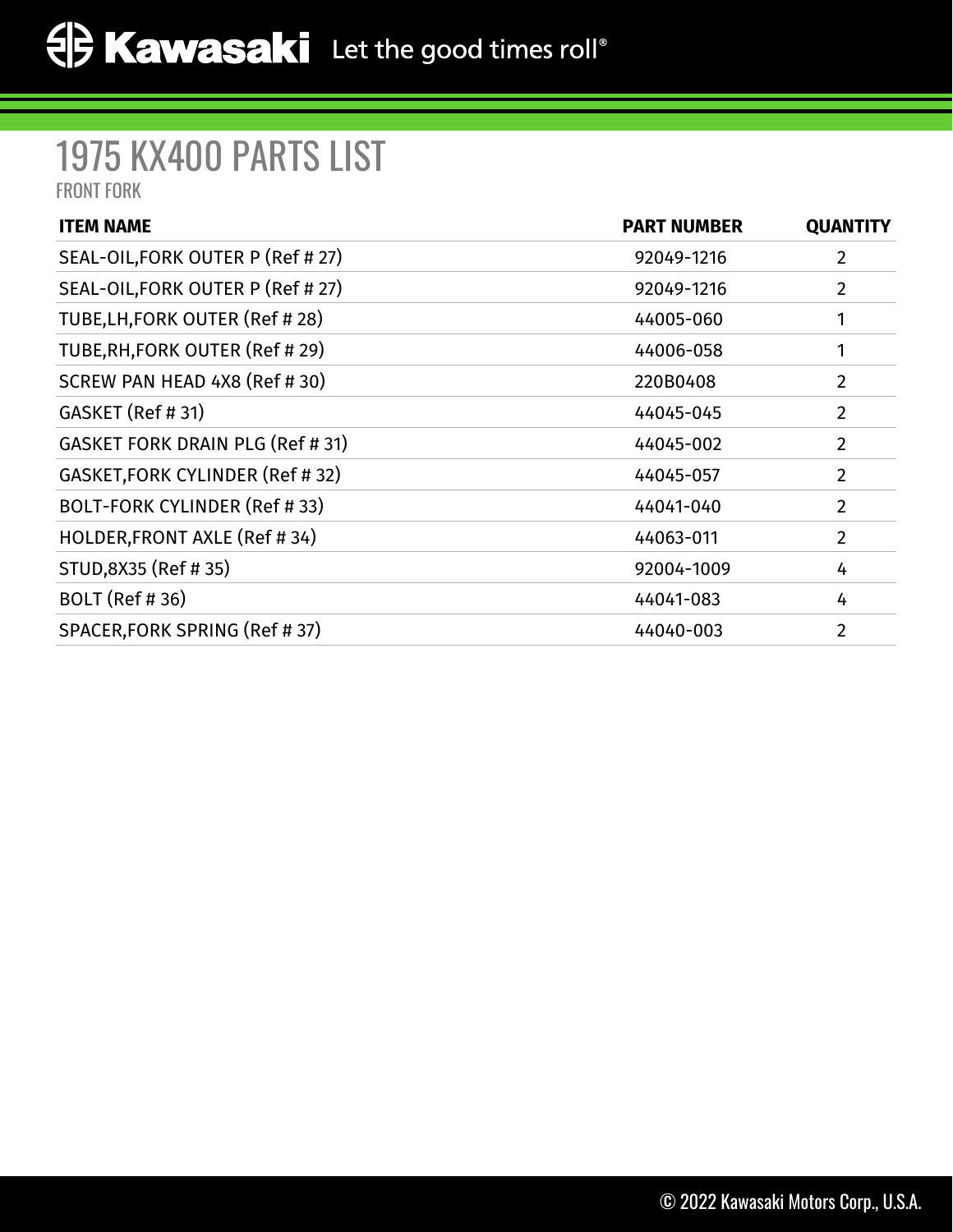# 1975 KX400 PARTS LIST

FRONT FORK

| ITEM NAME | PART NUMBER | QUANTITY |
|---|---|---|
| SEAL-OIL,FORK OUTER P (Ref # 27) | 92049-1216 | 2 |
| SEAL-OIL,FORK OUTER P (Ref # 27) | 92049-1216 | 2 |
| TUBE,LH,FORK OUTER (Ref # 28) | 44005-060 | 1 |
| TUBE,RH,FORK OUTER (Ref # 29) | 44006-058 | 1 |
| SCREW PAN HEAD 4X8 (Ref # 30) | 220B0408 | 2 |
| GASKET (Ref # 31) | 44045-045 | 2 |
| GASKET FORK DRAIN PLG (Ref # 31) | 44045-002 | 2 |
| GASKET,FORK CYLINDER (Ref # 32) | 44045-057 | 2 |
| BOLT-FORK CYLINDER (Ref # 33) | 44041-040 | 2 |
| HOLDER,FRONT AXLE (Ref # 34) | 44063-011 | 2 |
| STUD,8X35 (Ref # 35) | 92004-1009 | 4 |
| BOLT (Ref # 36) | 44041-083 | 4 |
| SPACER,FORK SPRING (Ref # 37) | 44040-003 | 2 |